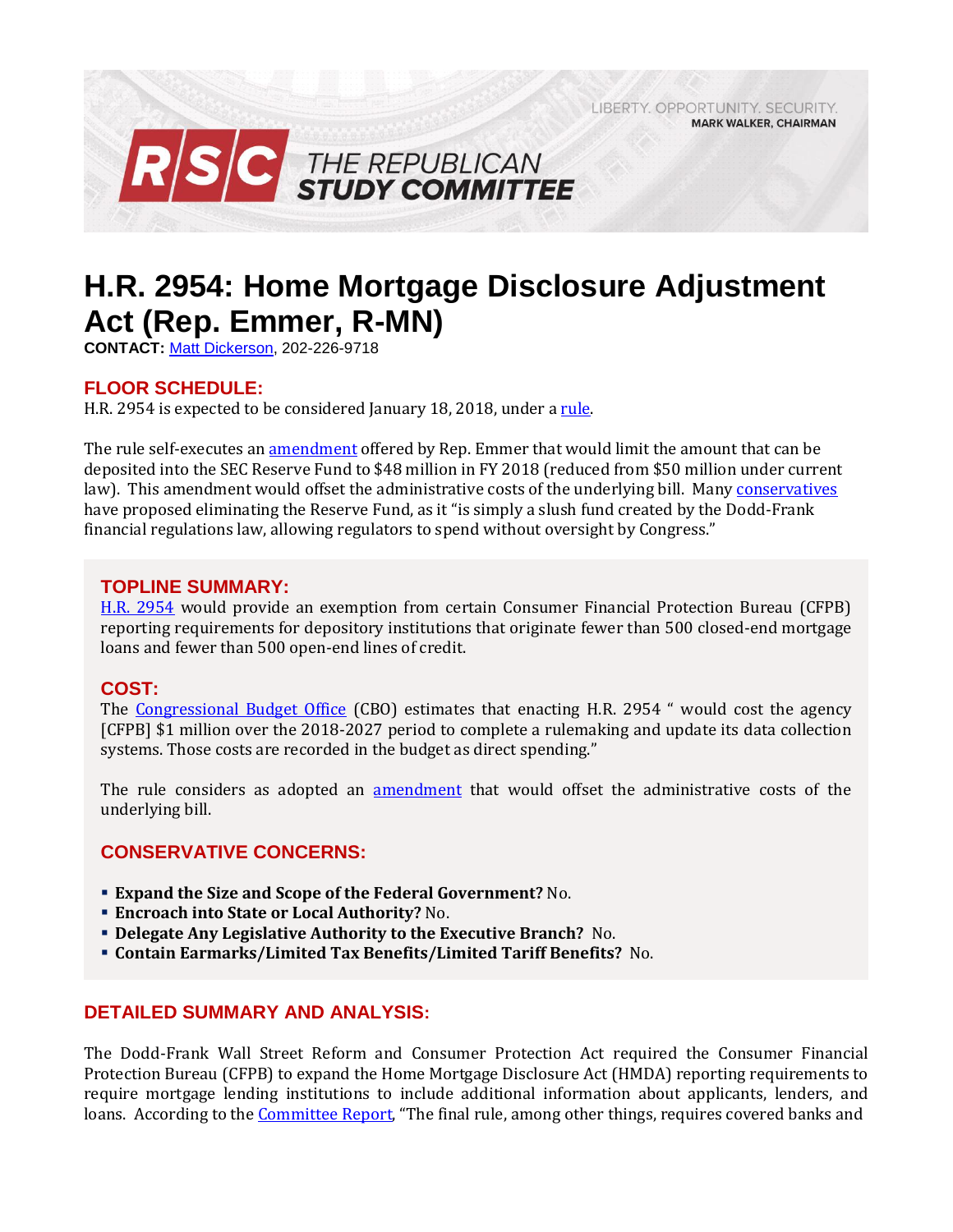LIBERTY. OPPORTUNITY. SECURITY.
**MARK WALKER, CHAIRMAN**

**RSC THE REPUBLICAN STUDY COMMITTEE**

# H.R. 2954: Home Mortgage Disclosure Adjustment Act (Rep. Emmer, R-MN)

**CONTACT:** Matt Dickerson, 202-226-9718

## FLOOR SCHEDULE:

H.R. 2954 is expected to be considered January 18, 2018, under a rule.

The rule self-executes an amendment offered by Rep. Emmer that would limit the amount that can be deposited into the SEC Reserve Fund to $48 million in FY 2018 (reduced from $50 million under current law). This amendment would offset the administrative costs of the underlying bill. Many conservatives have proposed eliminating the Reserve Fund, as it "is simply a slush fund created by the Dodd-Frank financial regulations law, allowing regulators to spend without oversight by Congress."

## TOPLINE SUMMARY:

H.R. 2954 would provide an exemption from certain Consumer Financial Protection Bureau (CFPB) reporting requirements for depository institutions that originate fewer than 500 closed-end mortgage loans and fewer than 500 open-end lines of credit.

## COST:

The Congressional Budget Office (CBO) estimates that enacting H.R. 2954 " would cost the agency [CFPB] $1 million over the 2018-2027 period to complete a rulemaking and update its data collection systems. Those costs are recorded in the budget as direct spending."

The rule considers as adopted an amendment that would offset the administrative costs of the underlying bill.

## CONSERVATIVE CONCERNS:

- **Expand the Size and Scope of the Federal Government?** No.
- **Encroach into State or Local Authority?** No.
- **Delegate Any Legislative Authority to the Executive Branch?** No.
- **Contain Earmarks/Limited Tax Benefits/Limited Tariff Benefits?** No.

## DETAILED SUMMARY AND ANALYSIS:

The Dodd-Frank Wall Street Reform and Consumer Protection Act required the Consumer Financial Protection Bureau (CFPB) to expand the Home Mortgage Disclosure Act (HMDA) reporting requirements to require mortgage lending institutions to include additional information about applicants, lenders, and loans. According to the Committee Report, "The final rule, among other things, requires covered banks and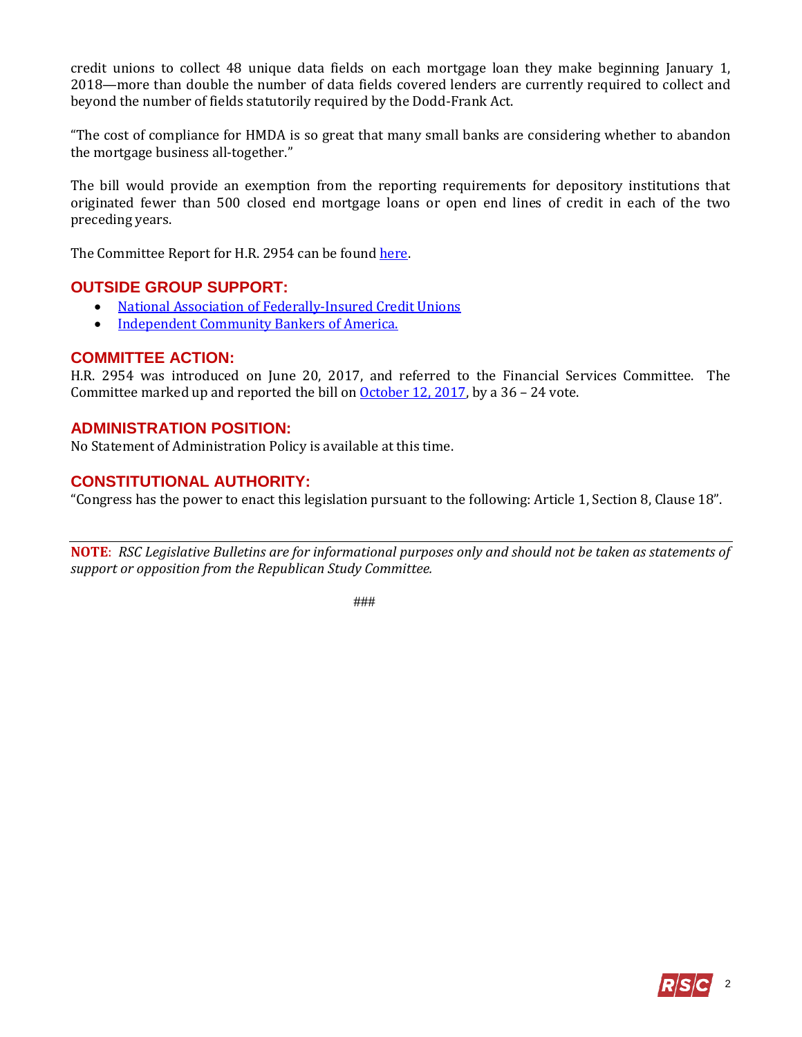credit unions to collect 48 unique data fields on each mortgage loan they make beginning January 1, 2018—more than double the number of data fields covered lenders are currently required to collect and beyond the number of fields statutorily required by the Dodd-Frank Act.

"The cost of compliance for HMDA is so great that many small banks are considering whether to abandon the mortgage business all-together."

The bill would provide an exemption from the reporting requirements for depository institutions that originated fewer than 500 closed end mortgage loans or open end lines of credit in each of the two preceding years.

The Committee Report for H.R. 2954 can be found here.

## OUTSIDE GROUP SUPPORT:

- National Association of Federally-Insured Credit Unions
- Independent Community Bankers of America.

## COMMITTEE ACTION:

H.R. 2954 was introduced on June 20, 2017, and referred to the Financial Services Committee. The Committee marked up and reported the bill on October 12, 2017, by a 36 – 24 vote.

## ADMINISTRATION POSITION:

No Statement of Administration Policy is available at this time.

## CONSTITUTIONAL AUTHORITY:

"Congress has the power to enact this legislation pursuant to the following: Article 1, Section 8, Clause 18".

---

**NOTE**: *RSC Legislative Bulletins are for informational purposes only and should not be taken as statements of support or opposition from the Republican Study Committee.*

###